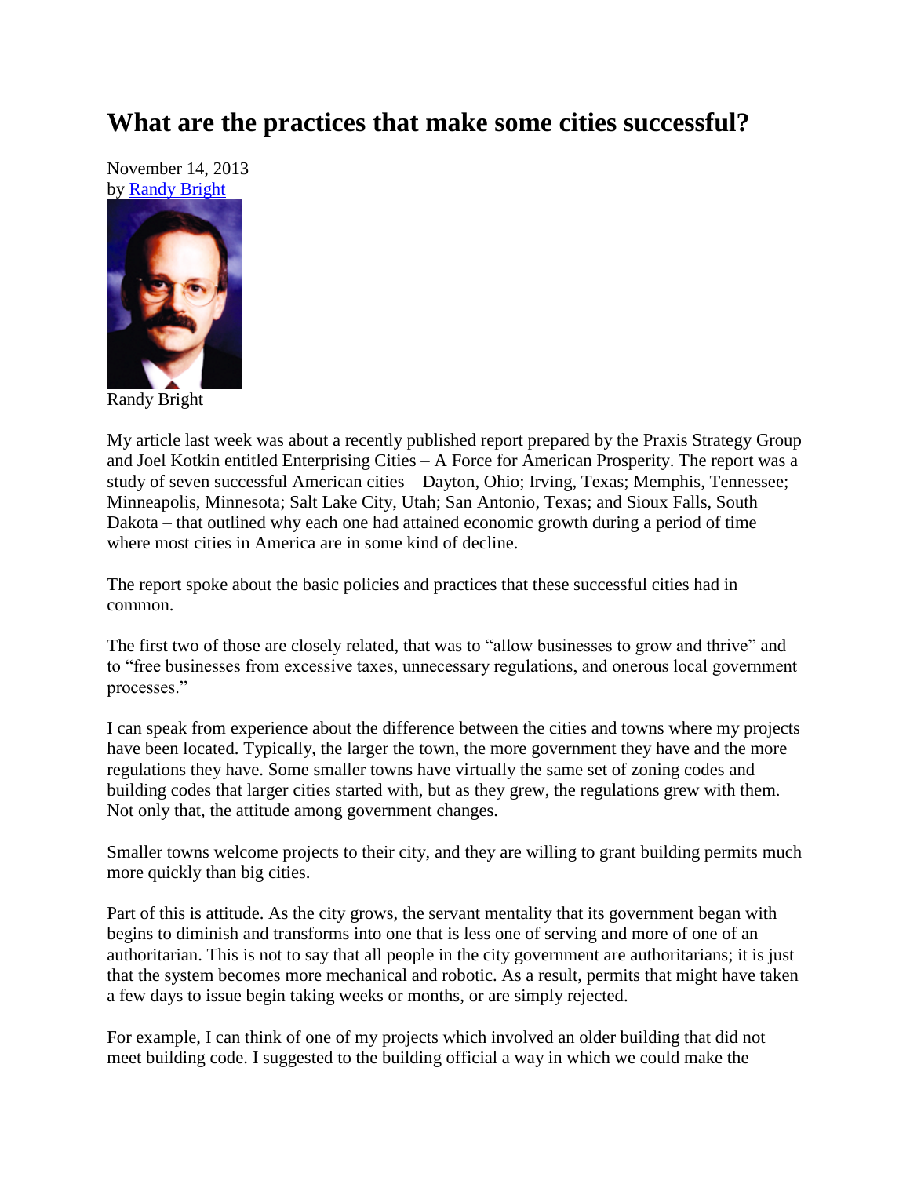# What are the practices that make some cities successful?

November 14, 2013
by Randy Bright

Randy Bright

My article last week was about a recently published report prepared by the Praxis Strategy Group and Joel Kotkin entitled Enterprising Cities – A Force for American Prosperity. The report was a study of seven successful American cities – Dayton, Ohio; Irving, Texas; Memphis, Tennessee; Minneapolis, Minnesota; Salt Lake City, Utah; San Antonio, Texas; and Sioux Falls, South Dakota – that outlined why each one had attained economic growth during a period of time where most cities in America are in some kind of decline.

The report spoke about the basic policies and practices that these successful cities had in common.

The first two of those are closely related, that was to "allow businesses to grow and thrive" and to "free businesses from excessive taxes, unnecessary regulations, and onerous local government processes."

I can speak from experience about the difference between the cities and towns where my projects have been located. Typically, the larger the town, the more government they have and the more regulations they have. Some smaller towns have virtually the same set of zoning codes and building codes that larger cities started with, but as they grew, the regulations grew with them. Not only that, the attitude among government changes.

Smaller towns welcome projects to their city, and they are willing to grant building permits much more quickly than big cities.

Part of this is attitude. As the city grows, the servant mentality that its government began with begins to diminish and transforms into one that is less one of serving and more of one of an authoritarian. This is not to say that all people in the city government are authoritarians; it is just that the system becomes more mechanical and robotic. As a result, permits that might have taken a few days to issue begin taking weeks or months, or are simply rejected.

For example, I can think of one of my projects which involved an older building that did not meet building code. I suggested to the building official a way in which we could make the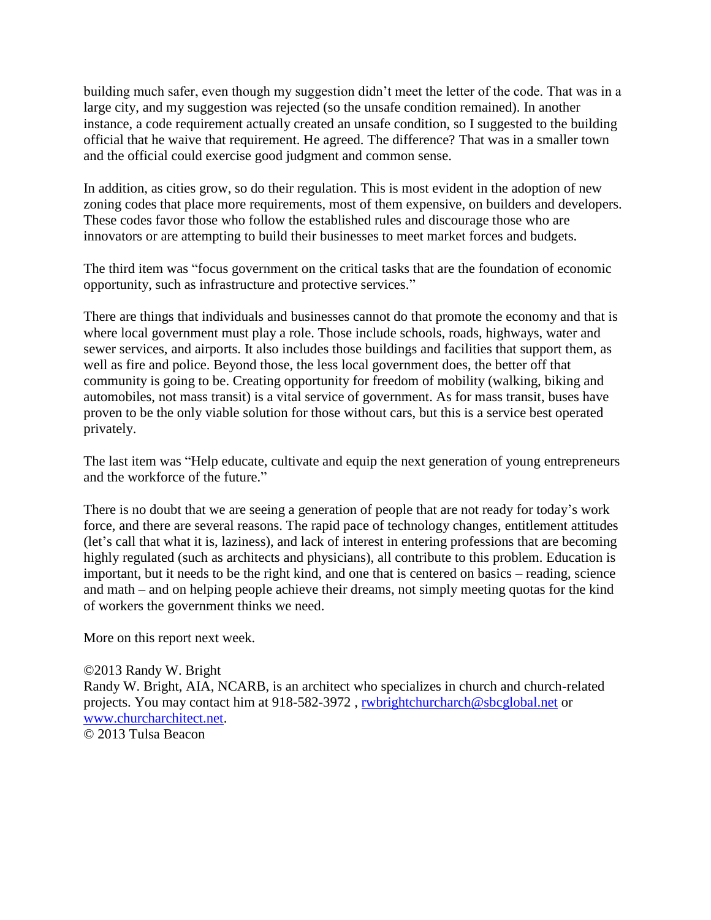building much safer, even though my suggestion didn't meet the letter of the code. That was in a large city, and my suggestion was rejected (so the unsafe condition remained). In another instance, a code requirement actually created an unsafe condition, so I suggested to the building official that he waive that requirement. He agreed. The difference? That was in a smaller town and the official could exercise good judgment and common sense.

In addition, as cities grow, so do their regulation. This is most evident in the adoption of new zoning codes that place more requirements, most of them expensive, on builders and developers. These codes favor those who follow the established rules and discourage those who are innovators or are attempting to build their businesses to meet market forces and budgets.

The third item was "focus government on the critical tasks that are the foundation of economic opportunity, such as infrastructure and protective services."

There are things that individuals and businesses cannot do that promote the economy and that is where local government must play a role. Those include schools, roads, highways, water and sewer services, and airports. It also includes those buildings and facilities that support them, as well as fire and police. Beyond those, the less local government does, the better off that community is going to be. Creating opportunity for freedom of mobility (walking, biking and automobiles, not mass transit) is a vital service of government. As for mass transit, buses have proven to be the only viable solution for those without cars, but this is a service best operated privately.

The last item was "Help educate, cultivate and equip the next generation of young entrepreneurs and the workforce of the future."

There is no doubt that we are seeing a generation of people that are not ready for today's work force, and there are several reasons. The rapid pace of technology changes, entitlement attitudes (let's call that what it is, laziness), and lack of interest in entering professions that are becoming highly regulated (such as architects and physicians), all contribute to this problem. Education is important, but it needs to be the right kind, and one that is centered on basics – reading, science and math – and on helping people achieve their dreams, not simply meeting quotas for the kind of workers the government thinks we need.

More on this report next week.

©2013 Randy W. Bright
Randy W. Bright, AIA, NCARB, is an architect who specializes in church and church-related projects. You may contact him at 918-582-3972 , rwbrightchurcharch@sbcglobal.net or www.churcharchitect.net.
© 2013 Tulsa Beacon